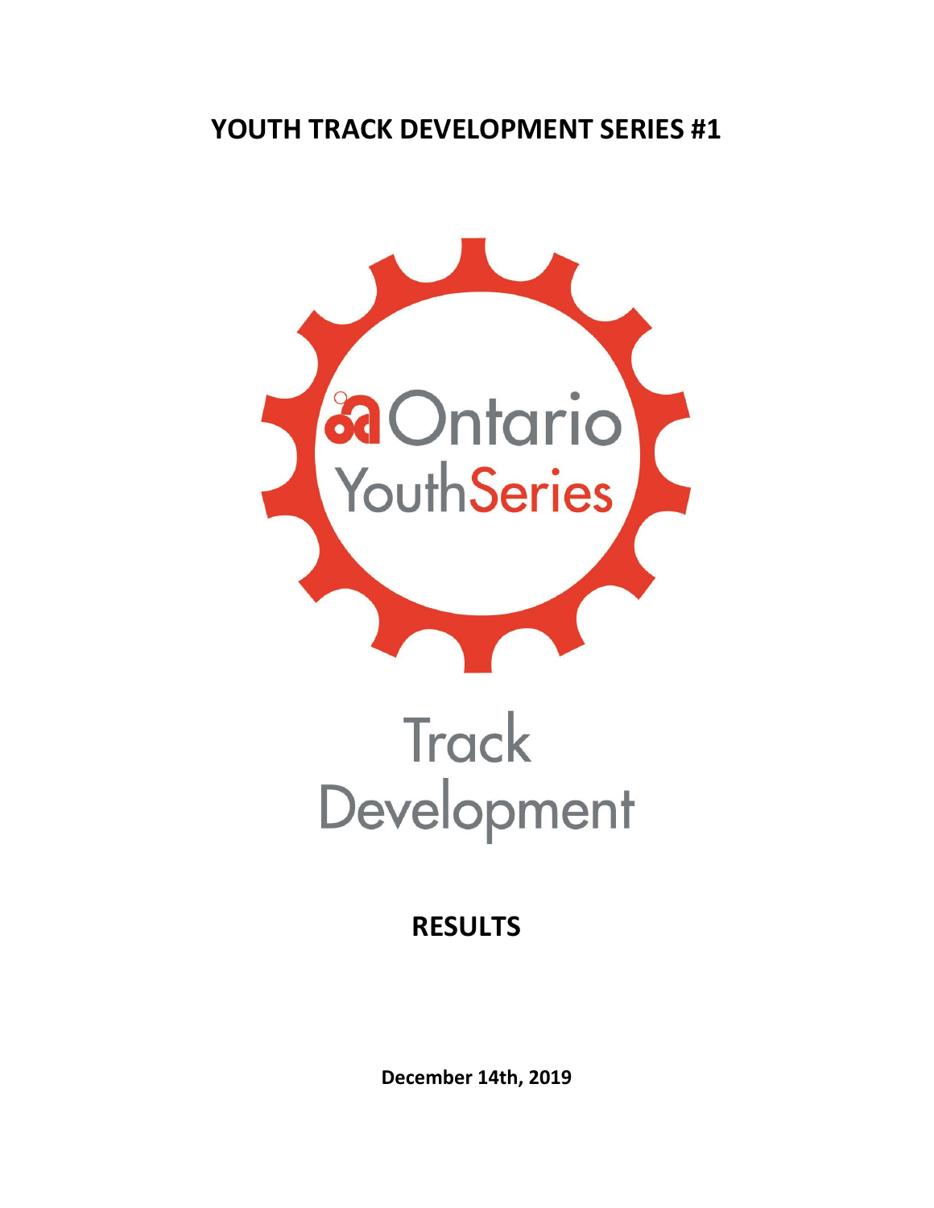# YOUTH TRACK DEVELOPMENT SERIES #1

Ontario YouthSeries

Track Development

## RESULTS

**December 14th, 2019**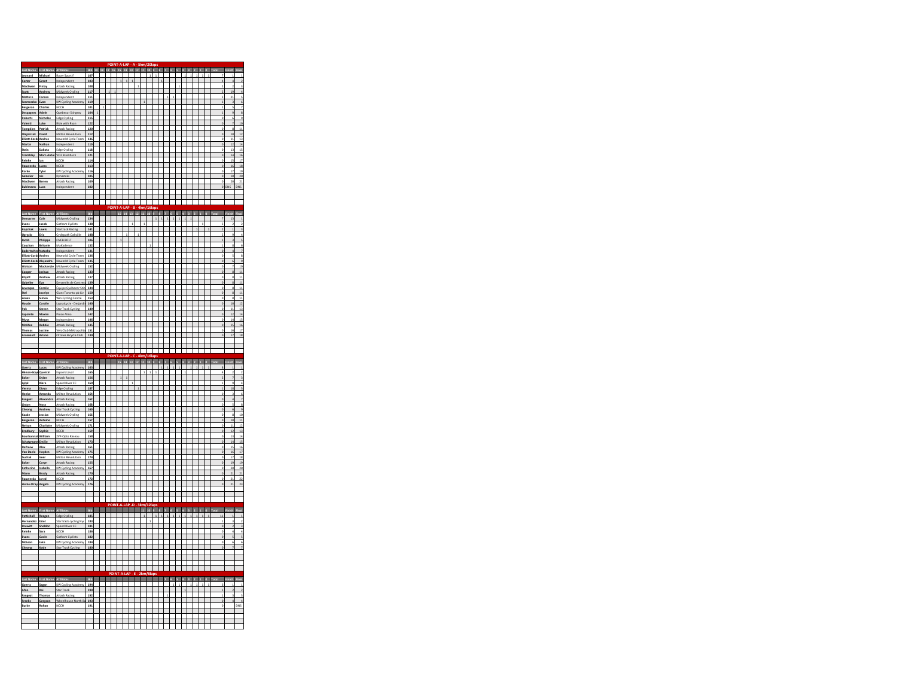## POINT-A-LAP - A - 5km/20laps

| Last Name | First Name | Affiliates | Bib | Total | Finish | Final |
|---|---|---|---|---|---|---|
| Leonard | Michael | Racer Sportif | 107 | 7 | 1 | 1 |
| Carter | Grant | Independent | 103 | 4 | 4 | 2 |
| MacEwen | Finlay | Attack Racing | 108 | 2 | 2 | 3 |
| Scott | Andrew | Midweek Cycling | 117 | 2 | 19 | 4 |
| Mattern | Carson | Independent | 111 | 2 | 21 | 5 |
| Siemieczko | Evan | KW Cycling Academy | 119 | 1 | 3 | 6 |
| Bergeron | Charles | NCCH | 101 | 1 | 5 | 7 |
| Desgagnes | Adele | Quebecor Stingray | 104 | 1 | 9 | 8 |
| Roberts | Nicholas | Edge Cycling | 115 | 0 | 6 | 9 |
| Valenti | Luke | Ride with Ryan | 122 | 0 | 7 | 10 |
| Tompkins | Patrick | Attack Racing | 120 | 0 | 8 | 11 |
| Olejniczak | David | Milton Revolution | 112 | 0 | 10 | 12 |
| Elliott-Cordo | Andres | Neworld Cycle Team | 106 | 0 | 11 | 13 |
| Martin | Nathan | Independent | 110 | 0 | 12 | 14 |
| Stein | Dakota | Edge Cycling | 118 | 0 | 13 | 15 |
| Tremblay | Marc-Antoi | VO2 Blackburn | 121 | 0 | 14 | 16 |
| Reinke | Ian | NCCH | 114 | 0 | 15 | 17 |
| Rauwerda | Lucas | NCCH | 113 | 0 | 16 | 18 |
| Rorke | Tyler | KW Cycling Academy | 116 | 0 | 17 | 19 |
| Gabelier | Iris | Dynamiks | 105 | 0 | 18 | 20 |
| MacEwen | Benen | Attack Racing | 109 | 0 | 20 | 21 |
| Bahlmann | Luca | Independent | 102 | 0 | DNS | DNS |

## POINT-A-LAP - B - 4km/16laps

| Last Name | First Name | Affiliates | Bib | Total | Finish | Final |
|---|---|---|---|---|---|---|
| Dempster | Cole | Midweek Cycling | 134 | 7 | 13 | 1 |
| Evans | Jacob | Gotham Cyclists | 138 | 3 | 2 | 2 |
| Kopchak | Lewis | Startrack Racing | 141 | 2 | 1 | 3 |
| Ogryzlo | Eric | Cyclepath Oakville | 148 | 2 | 9 | 4 |
| Jacob | Philippe | CNCE BOLT | 136 | 1 | 3 | 5 |
| Cauchon | Britanie | Markadence | 132 | 1 | 8 | 6 |
| Badertscher | Natasha | Independent | 131 | 0 | 4 | 7 |
| Elliott-Cordo | Andres | Neworld Cycle Team | 136 | 0 | 5 | 8 |
| Elliott-Cordo | Alejandro | Neworld Cycle Team | 135 | 0 | 6 | 9 |
| Watson | Mackenzie | Midweek Cycling | 152 | 0 | 7 | 10 |
| Cooper | Joshua | Attack Racing | 133 | 0 | 8 | 11 |
| Ellyatt | Andrew | Attack Racing | 137 | 0 | 8 | 11 |
| Gabelier | Eva | Dynamiks de Contrecoe | 139 | 0 | 8 | 11 |
| Levesque | Coralie | Equipe Québecor Sta | 144 | 0 | 8 | 11 |
| Stel | Jocelyn | Giant Toronto pb Lu | 150 | 0 | 8 | 11 |
| Zouev | Simon | Win Cycling Centre | 153 | 0 | 8 | 11 |
| Houde | Coralie | Lapraicycle - Desjardin | 140 | 0 | 10 | 12 |
| Pak | Steven | Star Track Cycling | 149 | 0 | 11 | 13 |
| Lapointe | Maxim | Proco Alma | 142 | 0 | 12 | 14 |
| Muys | Megan | Independent | 146 | 0 | 14 | 15 |
| McAfee | Robbie | Attack Racing | 145 | 0 | 15 | 16 |
| Thomas | Justine | Vélo Club Métropolit | 151 | 0 | 16 | 17 |
| Arsenault | Ariane | Ottawa Bicycle Club | 130 | 0 | 17 | 18 |

## POINT-A-LAP - C - 4km/16laps

| Last Name | First Name | Affiliates | Bib | Total | Finish | Final |
|---|---|---|---|---|---|---|
| Goertz | Lucas | KW Cycling Academy | 163 | 8 | 1 | 1 |
| Hénon-Boyer | Quentin | Espoirs Laval | 165 | 4 | 2 | 2 |
| Baker | Dylan | Attack Racing | 156 | 2 | 7 | 3 |
| Lylyk | Kiara | Speed River CC | 169 | 1 | 9 | 4 |
| Verma | Divya | Edge Cycling | 177 | 1 | 18 | 5 |
| Henke | Amanda | Milton Revolution | 164 | 0 | 3 | 6 |
| Fangeat | Alexandra | Attack Racing | 162 | 0 | 4 | 7 |
| Linton | Nora | Attack Racing | 168 | 0 | 5 | 8 |
| Cheong | Andrew | Star Track Cycling | 160 | 0 | 6 | 9 |
| Kuske | Jessica | Midweek Cycling | 166 | 0 | 8 | 10 |
| Bergeron | Antoine | NCCH | 157 | 0 | 10 | 11 |
| Nelson | Charlotte | Midweek Cycling | 171 | 0 | 11 | 12 |
| Bradbury | Sophie | NCCH | 159 | 0 | 12 | 13 |
| Bourbonnais | William | 2VP-Opto Reseau | 158 | 0 | 13 | 14 |
| Schatzmann | Emilie | Milton Revolution | 173 | 0 | 14 | 15 |
| DePauw | Alex | Attack Racing | 161 | 0 | 15 | 16 |
| Van Daele | Hayden | KW Cycling Academy | 175 | 0 | 16 | 17 |
| Suchak | Veer | Milton Revolution | 174 | 0 | 17 | 18 |
| Baker | Coryn | Attack Racing | 155 | 0 | 19 | 19 |
| Katherine | Isabella | KW Cycling Academy | 167 | 0 | 20 | 20 |
| Mann | Brody | Attack Racing | 170 | 0 | 21 | 21 |
| Rauwerda | Jared | NCCH | 172 | 0 | 21 | 22 |
| Zielke-Stray | Angela | KW Cycling Academy | 176 | 0 | 21 | 23 |

## POINT-A-LAP -D - 3km/12laps

| Last Name | First Name | Affiliates | Bib | Total | Finish | Final |
|---|---|---|---|---|---|---|
| Pattishall | Reagen | Edge Cycling | 185 | 11 | 1 | 1 |
| Hernandez | Eziel | Star track cycling Nyc | 183 | 1 | 3 | 2 |
| Drewitt | Sheldon | Speed River CC | 181 | 0 | 2 | 3 |
| Reinke | Sara | NCCH | 186 | 0 | 4 | 4 |
| Evans | Gavin | Gotham Cyclists | 182 | 0 | 5 | 5 |
| McLean | Jake | KW Cycling Academy | 184 | 0 | 6 | 6 |
| Cheong | Katie | Star Track Cycling | 180 | 0 | 7 | 7 |

## POINT-A-LAP - E - 2km/8laps

| Last Name | First Name | Affiliates | Bib | Total | Finish | Final |
|---|---|---|---|---|---|---|
| Goertz | Logan | KW Cycling Academy | 194 | 6 | 1 | 1 |
| Afan | Kai | Star Track | 190 | 1 | 2 | 2 |
| Fangeat | Thomas | Attack Racing | 192 | 1 | 3 | 3 |
| Franks | Grayson | Wheelhouse North Ba | 193 | 0 | 4 | 4 |
| Burke | Rohan | NCCH | 191 | 0 | | DNS |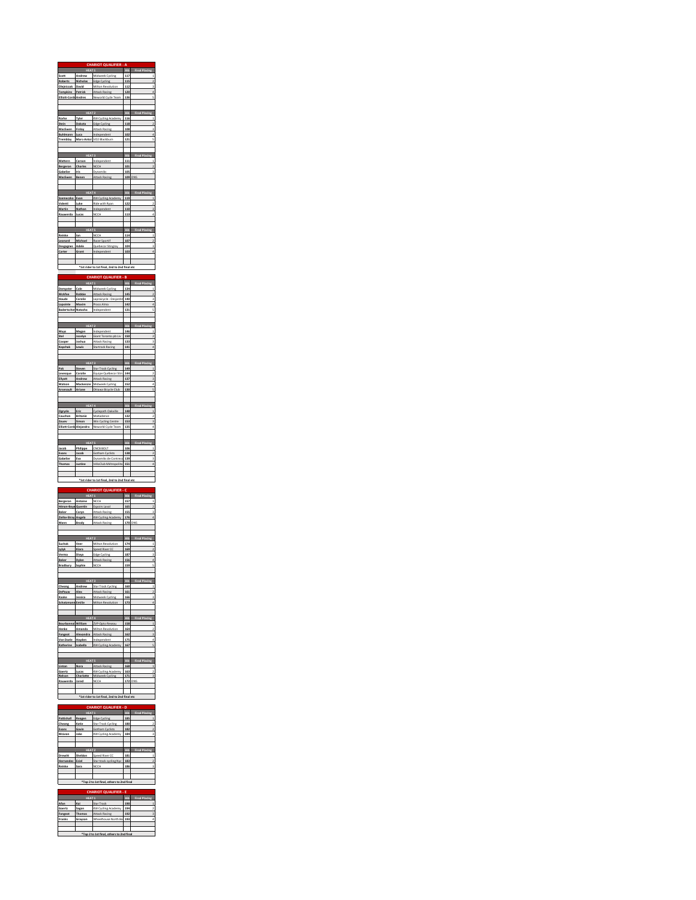## CHARIOT QUALIFIER - A

| HEAT 1 | | | Bib | Final Placing |
|---|---|---|---|---|
| Scott | Andrew | Midweek Cycling | 117 | 1 |
| Roberts | Nicholas | Edge Cycling | 115 | 2 |
| Olejniczak | David | Milton Revolution | 112 | 3 |
| Tompkins | Patrick | Attack Racing | 120 | 4 |
| Elliott-Cordi | Andres | Neworld Cycle Team | 126 | 5 |

| HEAT 2 | | | Bib | Final Placing |
|---|---|---|---|---|
| Korke | Tyler | KW Cycling Academy | 116 | 1 |
| Stein | Dakota | Edge Cycling | 118 | 2 |
| MacEwen | Finlay | Attack Racing | 108 | 3 |
| Buhlmann | Luca | Independent | 102 | 4 |
| Tremblay | Marc-Antoi | VO2 Blackburn | 121 | 5 |

| HEAT 3 | | | Bib | Final Placing |
|---|---|---|---|---|
| Mattern | Carson | Independent | 111 | 1 |
| Bergeron | Charles | NCCH | 101 | 2 |
| Gobeiler | Iris | Dynamiks | 105 | 3 |
| MacEwen | Benen | Attack Racing | 109 | DNS |

| HEAT 4 | | | Bib | Final Placing |
|---|---|---|---|---|
| Szemeczko | Evan | KW Cycling Academy | 119 | 1 |
| Valenti | Luke | Ride with Ryan | 122 | 2 |
| Martin | Nathan | Independent | 110 | 3 |
| Rauwerda | Lucas | NCCH | 113 | 4 |

| HEAT 5 | | | Bib | Final Placing |
|---|---|---|---|---|
| Reinke | Ian | NCCH | 114 | 1 |
| Leonard | Michael | Bocet Sports? | 107 | 2 |
| Desgagnes | Adele | Quebecor Stingray | 104 | 3 |
| Carter | Grant | Independent | 103 | 4 |

*1st rider to 1st final, 2nd to 2nd final etc

## CHARIOT QUALIFIER - B

| HEAT 1 | | | Bib | Final Placing |
|---|---|---|---|---|
| Dempster | Cole | Midweek Cycling | 134 | 1 |
| McAfee | Robbie | Attack Racing | 145 | 2 |
| Houde | Coralie | Lapiscycle - Desjardin | 140 | 3 |
| Lapointe | Maxim | Proco Alma | 142 | 4 |
| Badertscher | Natasha | Independent | 131 | 5 |

| HEAT 2 | | | Bib | Final Placing |
|---|---|---|---|---|
| Mayo | Megan | Independent | 146 | 1 |
| Stel | Jocelyn | Giant Toronto pb Lw | 150 | 2 |
| Cooper | Joshua | Attack Racing | 133 | 3 |
| Kopchok | Lewis | Startrack Racing | 141 | 4 |

| HEAT 3 | | | Bib | Final Placing |
|---|---|---|---|---|
| Pak | Steven | Star Track Cycling | 149 | 1 |
| Levesque | Coralie | Equipe Québecor Stin | 144 | 2 |
| Ellyatt | Andrew | Attack Racing | 137 | 3 |
| Watson | Mackenzie | Midweek Cycling | 152 | 4 |
| Arsenault | Ariane | Ottawa Bicycle Club | 130 | 5 |

| HEAT 4 | | | Bib | Final Placing |
|---|---|---|---|---|
| Ogryzlo | Eric | Cyclepath Oakville | 148 | 1 |
| Cauchon | Britanie | MoKadence | 132 | 2 |
| Zouev | Simon | Win Cycling Centre | 153 | 3 |
| Elliott-Cordi | Alejandra | Neworld Cycle Team | 135 | 4 |

| HEAT 5 | | | Bib | Final Placing |
|---|---|---|---|---|
| Jacob | Philippe | CNCB BOLT | 106 | 1 |
| Evans | Jacob | Gotham Cyclists | 138 | 2 |
| Gobeiler | Eva | Dynamiks de Contreco | 139 | 3 |
| Thomas | Justine | VéloClub Métropolita | 151 | 4 |

*1st rider to 1st final, 2nd to 2nd final etc

## CHARIOT QUALIFIER - C

| HEAT 1 | | | Bib | Final Placing |
|---|---|---|---|---|
| Bergeron | Antoine | NCCH | 157 | 1 |
| Hénon-Boye | Quentin | Espoirs Laval | 165 | 2 |
| Baker | Corryn | Attack Racing | 155 | 3 |
| Zielke-Stray | Angela | KW Cycling Academy | 176 | 4 |
| Mann | Brody | Attack Racing | 170 | DNS |

| HEAT 2 | | | Bib | Final Placing |
|---|---|---|---|---|
| Suchak | Veer | Milton Revolution | 174 | 1 |
| Lylyk | Kiara | Speed River CC | 169 | 2 |
| Verma | Divya | Edge Cycling | 187 | 3 |
| Baker | Dylan | Attack Racing | 156 | 4 |
| Bradbury | Sophie | NCCH | 159 | 5 |

| HEAT 3 | | | Bib | Final Placing |
|---|---|---|---|---|
| Cheong | Andrew | Star Track Cycling | 160 | 1 |
| DePauw | Alex | Attack Racing | 161 | 2 |
| Raske | Jessica | Midweek Cycling | 166 | 3 |
| Schatzmann | Emilie | Milton Revolution | 173 | 4 |

| HEAT 4 | | | Bib | Final Placing |
|---|---|---|---|---|
| Bourbonnai | William | ZVP-Opto Reseau | 158 | 1 |
| Henke | Amanda | Milton Revolution | 164 | 2 |
| Fongeat | Alexandra | Attack Racing | 162 | 3 |
| Van Daele | Hayden | Independent | 175 | 4 |
| Katherine | Isabella | KW Cycling Academy | 167 | 5 |

| HEAT 5 | | | Bib | Final Placing |
|---|---|---|---|---|
| Linton | Nora | Attack Racing | 168 | 1 |
| Goertz | Lucas | KW Cycling Academy | 163 | 2 |
| Nelson | Charlotte | Midweek Cycling | 171 | 3 |
| Rauwerda | Jared | NCCH | 172 | DNS |

*1st rider to 1st final, 2nd to 2nd final etc

## CHARIOT QUALIFIER - D

| HEAT 1 | | | Bib | Final Placing |
|---|---|---|---|---|
| Pattishall | Reagan | Edge Cycling | 185 | 1 |
| Cheong | Katie | Star Track Cycling | 180 | 2 |
| Evans | Gavin | Gotham Cyclists | 182 | 3 |
| McLean | Jake | KW Cycling Academy | 184 | 4 |

| HEAT 2 | | | Bib | Final Placing |
|---|---|---|---|---|
| Drewitt | Sheldon | Speed River CC | 181 | 1 |
| Hernandez | Eziel | Star track cycling Npc | 183 | 2 |
| Reinke | Sara | NCCH | 186 | 3 |

*Top 2 to 1st final, others to 2nd final

## CHARIOT QUALIFIER - E

| HEAT 1 | | | Bib | Final Placing |
|---|---|---|---|---|
| Afon | Kai | Star Track | 190 | 1 |
| Goertz | Sagan | KW Cycling Academy | 194 | 2 |
| Fongeat | Thomas | Attack Racing | 192 | 3 |
| Franks | Grayson | Wheelhouse North Ba | 193 | 4 |

*Top 2 to 1st final, others to 2nd final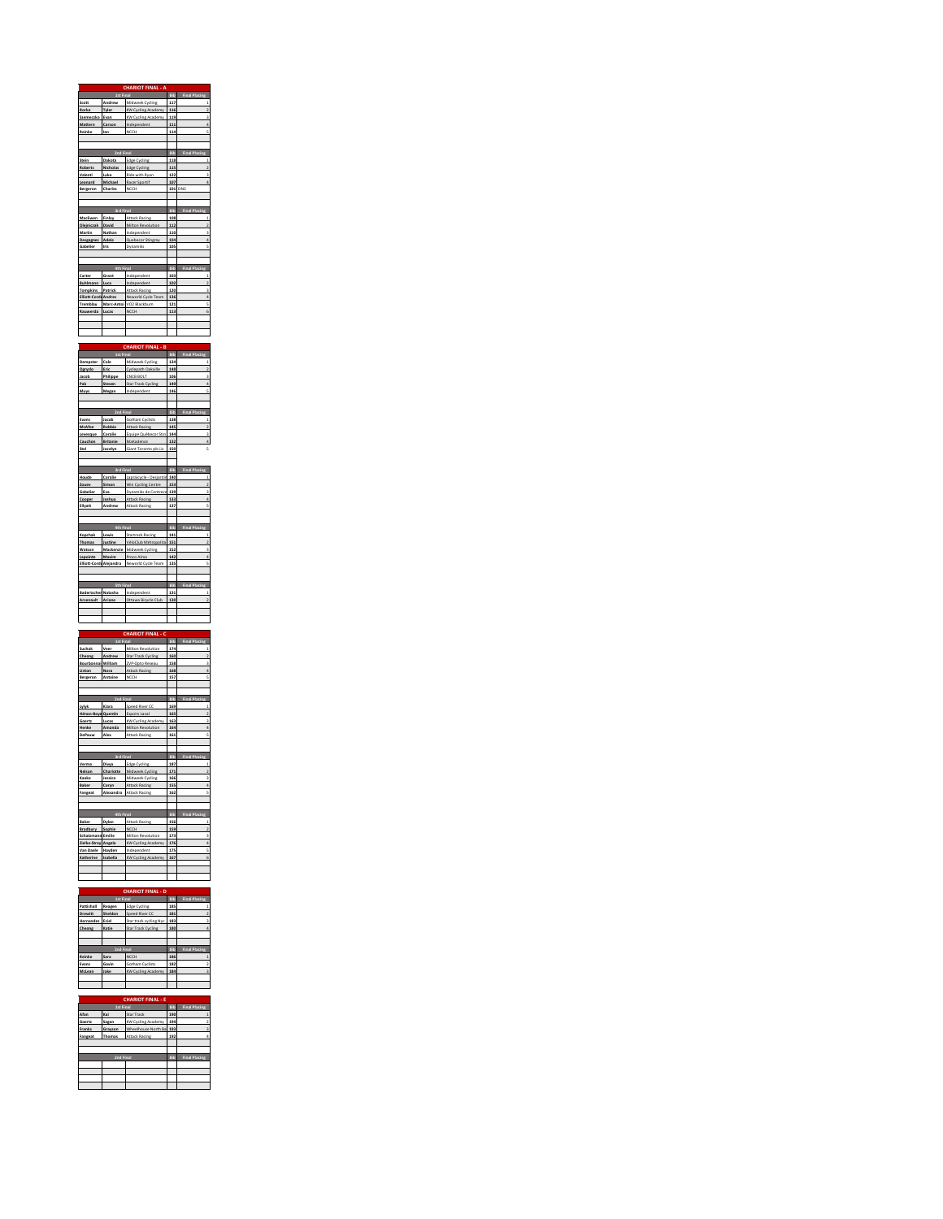## CHARIOT FINAL - A

| 1st Final | | | Bib | Final Placing |
|---|---|---|---|---|
| Scott | Andrew | Midweek Cycling | 117 | 1 |
| Rorke | Tyler | KW Cycling Academy | 136 | 2 |
| Szerneczko | Evan | KW Cycling Academy | 119 | 3 |
| Mattern | Carson | Independent | 111 | 4 |
| Reinke | Ian | NCCH | 114 | 5 |

| 2nd Final | | | Bib | Final Placing |
|---|---|---|---|---|
| Stein | Dakota | Edge Cycling | 118 | 1 |
| Roberts | Nicholas | Edge Cycling | 115 | 2 |
| Valenti | Luke | Ride with Ryan | 122 | 3 |
| Leonard | Michael | Racer Sportif | 107 | 4 |
| Bergeron | Charles | NCCH | 101 | DNS |

| 3rd Final | | | Bib | Final Placing |
|---|---|---|---|---|
| MacEwen | Finlay | Attack Racing | 108 | 1 |
| Olejniczak | David | Milton Revolution | 112 | 2 |
| Martin | Nathan | Independent | 110 | 3 |
| Desgagnes | Adele | Quebecor Stingray | 109 | 4 |
| Gabelier | Mo | Dynamiks | 105 | 5 |

| 4th Final | | | Bib | Final Placing |
|---|---|---|---|---|
| Carter | Grant | Independent | 103 | 1 |
| Buhlmann | Luca | Independent | 102 | 2 |
| Tompkins | Patrick | Attack Racing | 120 | 3 |
| Elliott-Corde | Andres | Neworld Cycle Team | 136 | 4 |
| Tremblay | Marc-Antoi | VO2 Blackburn | 121 | 5 |
| Rauwerda | Lucas | NCCH | 113 | 6 |

## CHARIOT FINAL - B

| 1st Final | | | Bib | Final Placing |
|---|---|---|---|---|
| Dempster | Cole | Midweek Cycling | 134 | 1 |
| Ogryzlo | Eric | Cyclepath Oakville | 148 | 2 |
| Jacob | Philippe | CNCB BOLT | 106 | 3 |
| Pak | Steven | Star Track Cycling | 149 | 4 |
| Muys | Megan | Independent | 146 | 5 |

| 2nd Final | | | Bib | Final Placing |
|---|---|---|---|---|
| Evans | Jacob | Gotham Cyclists | 138 | 1 |
| McAfee | Robbie | Attack Racing | 145 | 2 |
| Levesque | Coralie | Equipe Quebecor Stin | 144 | 3 |
| Couchon | Britanie | Maitadence | 132 | 4 |
| Stel | Jocelyn | Giant Toronto pb Liv | 150 | 5 |

| 3rd Final | | | Bib | Final Placing |
|---|---|---|---|---|
| Houde | Coralie | Lapriocycle - Desjardin | 140 | 1 |
| Zouev | Simon | Win Cycling Centre | 153 | 2 |
| Gabelier | Eva | Dynamiks de Contreco | 139 | 3 |
| Cooper | Joshua | Attack Racing | 133 | 4 |
| Ellyatt | Andrew | Attack Racing | 137 | 5 |

| 4th Final | | | Bib | Final Placing |
|---|---|---|---|---|
| Kopchak | Lewis | Startrack Racing | 141 | 1 |
| Thomas | Justine | VéloClub Métropolita | 151 | 2 |
| Watson | Mackenzie | Midweek Cycling | 152 | 3 |
| Lapointe | Maxim | Proco Alma | 142 | 4 |
| Elliott-Corde | Alejandra | Neworld Cycle Team | 135 | 5 |

| 5th Final | | | Bib | Final Placing |
|---|---|---|---|---|
| Badertscher | Natasha | Independent | 131 | 1 |
| Arsenault | Ariane | Ottawa Bicycle Club | 130 | 2 |

## CHARIOT FINAL - C

| 1st Final | | | Bib | Final Placing |
|---|---|---|---|---|
| Suchak | Veer | Milton Revolution | 174 | 1 |
| Cheong | Andrew | Star Track Cycling | 160 | 2 |
| Bourbonnai | William | ZVP-Opto Reseau | 158 | 3 |
| Linton | Nora | Attack Racing | 168 | 4 |
| Bergeron | Antoine | NCCH | 157 | 5 |

| 2nd Final | | | Bib | Final Placing |
|---|---|---|---|---|
| Lylyk | Klara | Speed River CC | 169 | 1 |
| Hénon-Boyd | Quentin | Espoirs Laval | 165 | 2 |
| Goertz | Lucas | KW Cycling Academy | 163 | 3 |
| Henke | Amanda | Milton Revolution | 164 | 4 |
| DePauw | Alex | Attack Racing | 161 | 5 |

| 3rd Final | | | Bib | Final Placing |
|---|---|---|---|---|
| Verma | Divya | Edge Cycling | 187 | 1 |
| Nelson | Charlotte | Midweek Cycling | 171 | 2 |
| Kaake | Jessica | Midweek Cycling | 166 | 3 |
| Baker | Corys | Attack Racing | 155 | 4 |
| Fangeat | Alexandra | Attack Racing | 162 | 5 |

| 4th Final | | | Bib | Final Placing |
|---|---|---|---|---|
| Baker | Dylan | Attack Racing | 156 | 1 |
| Bradbury | Sophie | NCCH | 159 | 2 |
| Schatzmann | Emilie | Milton Revolution | 173 | 3 |
| Zielke-Stray | Angela | KW Cycling Academy | 176 | 4 |
| Van Daele | Hayden | Independent | 175 | 5 |
| Katherine | Isabella | KW Cycling Academy | 167 | 6 |

## CHARIOT FINAL - D

| 1st Final | | | Bib | Final Placing |
|---|---|---|---|---|
| Pattishall | Reagen | Edge Cycling | 185 | 1 |
| Drewitt | Sheldon | Speed River CC | 181 | 2 |
| Hernandez | Eziel | Star track cycling/Rac | 183 | 3 |
| Cheong | Katie | Star Track Cycling | 180 | 4 |

| 2nd Final | | | Bib | Final Placing |
|---|---|---|---|---|
| Reinke | Sara | NCCH | 186 | 1 |
| Evans | Gavin | Gotham Cyclists | 182 | 2 |
| McLean | Jake | KW Cycling Academy | 184 | 3 |

## CHARIOT FINAL - E

| 1st Final | | | Bib | Final Placing |
|---|---|---|---|---|
| Allan | Kai | Star Track | 190 | 1 |
| Goertz | Sagan | KW Cycling Academy | 194 | 2 |
| Franks | Grayson | Wheelhouse North Ba | 193 | 3 |
| Fangeat | Thomas | Attack Racing | 192 | 4 |

| 2nd Final | | | Bib | Final Placing |
|---|---|---|---|---|
| | | | | |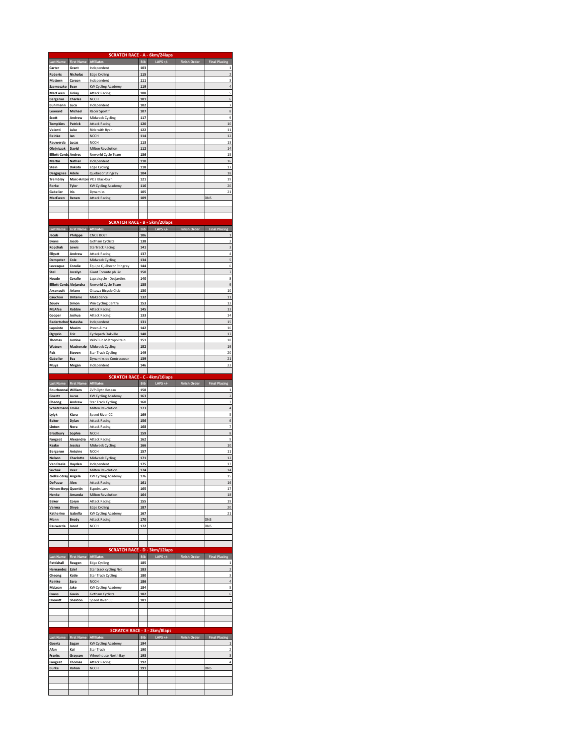## SCRATCH RACE - A - 6km/24laps

| Last Name | First Name | Affiliates | Bib | LAPS +/- | Finish Order | Final Placing |
|---|---|---|---|---|---|---|
| Carter | Grant | Independent | 103 | | | 1 |
| Roberts | Nicholas | Edge Cycling | 115 | | | 2 |
| Mattern | Carson | Independent | 111 | | | 3 |
| Szemeczko | Evan | KW Cycling Academy | 119 | | | 4 |
| MacEwen | Finlay | Attack Racing | 108 | | | 5 |
| Bergeron | Charles | NCCH | 101 | | | 6 |
| Buhlmann | Luca | Independent | 102 | | | 7 |
| Leonard | Michael | Racer Sportif | 107 | | | 8 |
| Scott | Andrew | Midweek Cycling | 117 | | | 9 |
| Tompkins | Patrick | Attack Racing | 120 | | | 10 |
| Valenti | Luke | Ride with Ryan | 122 | | | 11 |
| Reinke | Ian | NCCH | 114 | | | 12 |
| Rauwerda | Lucas | NCCH | 113 | | | 13 |
| Olejniczak | David | Milton Revolution | 112 | | | 14 |
| Elliott-Cordo | Andres | Neworld Cycle Team | 136 | | | 15 |
| Martin | Nathan | Independent | 110 | | | 16 |
| Stein | Dakota | Edge Cycling | 118 | | | 17 |
| Desgagnes | Adele | Quebecor Stingray | 104 | | | 18 |
| Tremblay | Marc-Antoine | VO2 Blackburn | 121 | | | 19 |
| Rorke | Tyler | KW Cycling Academy | 116 | | | 20 |
| Gabelier | Iris | Dynamiks | 105 | | | 21 |
| MacEwen | Benen | Attack Racing | 109 | | | DNS |

## SCRATCH RACE - B - 5km/20laps

| Last Name | First Name | Affiliates | Bib | LAPS +/- | Finish Order | Final Placing |
|---|---|---|---|---|---|---|
| Jacob | Philippe | CNCB BOLT | 106 | | | 1 |
| Evans | Jacob | Gotham Cyclists | 138 | | | 2 |
| Kopchak | Lewis | Startrack Racing | 141 | | | 3 |
| Ellyatt | Andrew | Attack Racing | 137 | | | 4 |
| Dempster | Cole | Midweek Cycling | 134 | | | 5 |
| Levesque | Coralie | Équipe Québecor Stingray | 144 | | | 6 |
| Stel | Jocelyn | Giant Toronto pb Liv | 150 | | | 7 |
| Houde | Coralie | Lapraicycle - Desjardins | 140 | | | 8 |
| Elliott-Cordo | Alejandra | Neworld Cycle Team | 135 | | | 9 |
| Arsenault | Ariane | Ottawa Bicycle Club | 130 | | | 10 |
| Cauchon | Britanie | MaKadence | 132 | | | 11 |
| Zouev | Simon | Win Cycling Centre | 153 | | | 12 |
| McAfee | Robbie | Attack Racing | 145 | | | 13 |
| Cooper | Joshua | Attack Racing | 133 | | | 14 |
| Badertscher | Natasha | Independent | 131 | | | 15 |
| Lapointe | Maxim | Proco Alma | 142 | | | 16 |
| Ogryzlo | Eric | Cyclepath Oakville | 148 | | | 17 |
| Thomas | Justine | VéloClub Métropolitain | 151 | | | 18 |
| Watson | Mackenzie | Midweek Cycling | 152 | | | 19 |
| Pak | Steven | Star Track Cycling | 149 | | | 20 |
| Gabelier | Eva | Dynamiks de Contrecoeur | 139 | | | 21 |
| Muys | Megan | Independent | 146 | | | 22 |

## SCRATCH RACE - C - 4km/16laps

| Last Name | First Name | Affiliates | Bib | LAPS +/- | Finish Order | Final Placing |
|---|---|---|---|---|---|---|
| Bourbonnais | William | ZVP-Opto Reseau | 158 | | | 1 |
| Goertz | Lucas | KW Cycling Academy | 163 | | | 2 |
| Cheong | Andrew | Star Track Cycling | 160 | | | 3 |
| Schatzmann | Emilie | Milton Revolution | 173 | | | 4 |
| Lylyk | Kiara | Speed River CC | 169 | | | 5 |
| Baker | Dylan | Attack Racing | 156 | | | 6 |
| Linton | Nora | Attack Racing | 168 | | | 7 |
| Bradbury | Sophie | NCCH | 159 | | | 8 |
| Fangeat | Alexandra | Attack Racing | 162 | | | 9 |
| Kaake | Jessica | Midweek Cycling | 166 | | | 10 |
| Bergeron | Antoine | NCCH | 157 | | | 11 |
| Nelson | Charlotte | Midweek Cycling | 171 | | | 12 |
| Van Daele | Hayden | Independent | 175 | | | 13 |
| Suchak | Veer | Milton Revolution | 174 | | | 14 |
| Zielke-Stray | Angela | KW Cycling Academy | 176 | | | 15 |
| DePauw | Alex | Attack Racing | 161 | | | 16 |
| Hénon-Boyd | Quentin | Espoirs Laval | 165 | | | 17 |
| Henke | Amanda | Milton Revolution | 164 | | | 18 |
| Baker | Coryn | Attack Racing | 155 | | | 19 |
| Verma | Divya | Edge Cycling | 187 | | | 20 |
| Katherine | Isabella | KW Cycling Academy | 167 | | | 21 |
| Mann | Brody | Attack Racing | 170 | | | DNS |
| Rauwerda | Jared | NCCH | 172 | | | DNS |

## SCRATCH RACE - D - 3km/12laps

| Last Name | First Name | Affiliates | Bib | LAPS +/- | Finish Order | Final Placing |
|---|---|---|---|---|---|---|
| Pattishall | Reagen | Edge Cycling | 185 | | | 1 |
| Hernandez | Eziel | Star track cycling Nyc | 183 | | | 2 |
| Cheong | Katie | Star Track Cycling | 180 | | | 3 |
| Reinke | Sara | NCCH | 186 | | | 4 |
| McLean | Jake | KW Cycling Academy | 184 | | | 5 |
| Evans | Gavin | Gotham Cyclists | 182 | | | 6 |
| Drewitt | Sheldon | Speed River CC | 181 | | | 7 |

## SCRATCH RACE - 3 - 2km/8laps

| Last Name | First Name | Affiliates | Bib | LAPS +/- | Finish Order | Final Placing |
|---|---|---|---|---|---|---|
| Goertz | Sagan | KW Cycling Academy | 194 | | | 1 |
| Afan | Kai | Star Track | 190 | | | 2 |
| Franks | Grayson | Wheelhouse North Bay | 193 | | | 3 |
| Fangeat | Thomas | Attack Racing | 192 | | | 4 |
| Burke | Rohan | NCCH | 191 | | | DNS |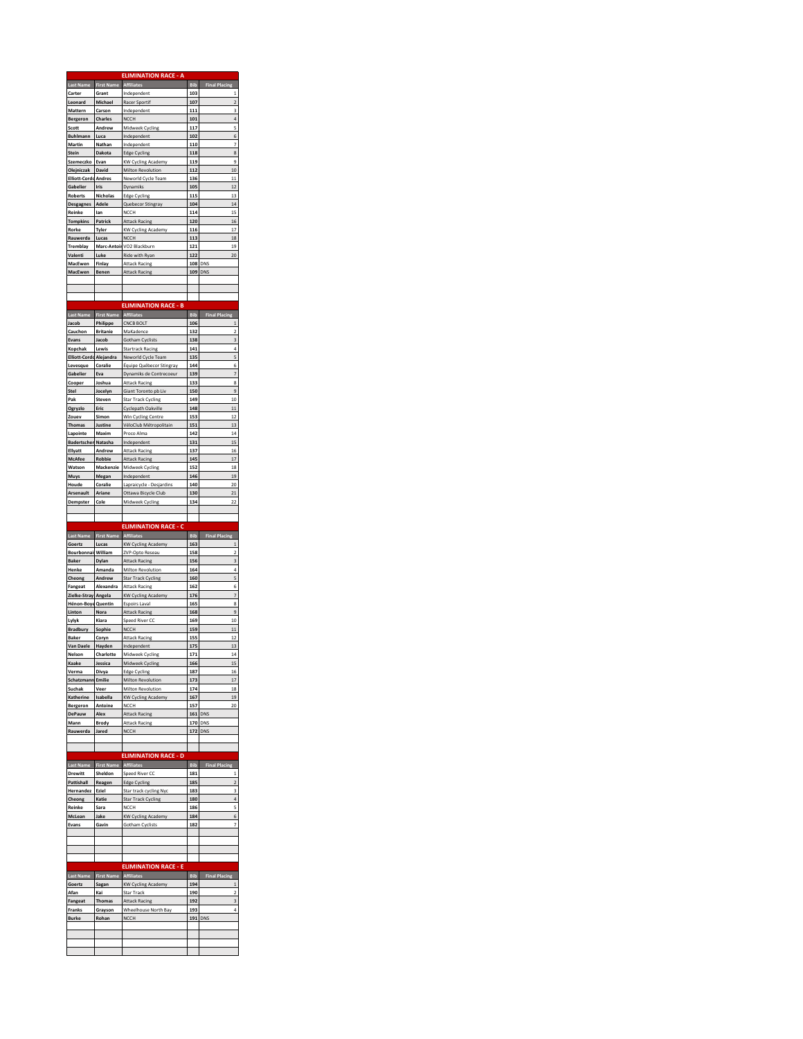## ELIMINATION RACE - A

| Last Name | First Name | Affiliates | Bib | Final Placing |
|---|---|---|---|---|
| Carter | Grant | Independent | 103 | 1 |
| Leonard | Michael | Racer Sportif | 107 | 2 |
| Mattern | Carson | Independent | 111 | 3 |
| Bergeron | Charles | NCCH | 101 | 4 |
| Scott | Andrew | Midweek Cycling | 117 | 5 |
| Buhlmann | Luca | Independent | 102 | 6 |
| Martin | Nathan | Independent | 110 | 7 |
| Stein | Dakota | Edge Cycling | 118 | 8 |
| Szemeczko | Evan | KW Cycling Academy | 119 | 9 |
| Olejniczak | David | Milton Revolution | 112 | 10 |
| Elliott-Cordo | Andres | Neworld Cycle Team | 136 | 11 |
| Gabelier | Iris | Dynamiks | 105 | 12 |
| Roberts | Nicholas | Edge Cycling | 115 | 13 |
| Desgagnes | Adele | Quebecor Stingray | 104 | 14 |
| Reinke | Ian | NCCH | 114 | 15 |
| Tompkins | Patrick | Attack Racing | 120 | 16 |
| Rorke | Tyler | KW Cycling Academy | 116 | 17 |
| Rauwerda | Lucas | NCCH | 113 | 18 |
| Tremblay | Marc-Antoine | VO2 Blackburn | 121 | 19 |
| Valenti | Luke | Ride with Ryan | 122 | 20 |
| MacEwen | Finlay | Attack Racing | 108 | DNS |
| MacEwen | Benen | Attack Racing | 109 | DNS |

## ELIMINATION RACE - B

| Last Name | First Name | Affiliates | Bib | Final Placing |
|---|---|---|---|---|
| Jacob | Philippe | CNCB BOLT | 106 | 1 |
| Cauchon | Britanie | MaKadence | 132 | 2 |
| Evans | Jacob | Gotham Cyclists | 138 | 3 |
| Kopchak | Lewis | Startrack Racing | 141 | 4 |
| Elliott-Cordo | Alejandra | Neworld Cycle Team | 135 | 5 |
| Levesque | Coralie | Équipe Québecor Stingray | 144 | 6 |
| Gabelier | Eva | Dynamiks de Contrecoeur | 139 | 7 |
| Cooper | Joshua | Attack Racing | 133 | 8 |
| Stel | Jocelyn | Giant Toronto pb Liv | 150 | 9 |
| Pak | Steven | Star Track Cycling | 149 | 10 |
| Ogryzlo | Eric | Cyclepath Oakville | 148 | 11 |
| Zouev | Simon | Win Cycling Centre | 153 | 12 |
| Thomas | Justine | VéloClub Métropolitain | 151 | 13 |
| Lapointe | Maxim | Proco Alma | 142 | 14 |
| Badertscher | Natasha | Independent | 131 | 15 |
| Ellyatt | Andrew | Attack Racing | 137 | 16 |
| McAfee | Robbie | Attack Racing | 145 | 17 |
| Watson | Mackenzie | Midweek Cycling | 152 | 18 |
| Muys | Megan | Independent | 146 | 19 |
| Houde | Coralie | Lapraicycle - Desjardins | 140 | 20 |
| Arsenault | Ariane | Ottawa Bicycle Club | 130 | 21 |
| Dempster | Cole | Midweek Cycling | 134 | 22 |

## ELIMINATION RACE - C

| Last Name | First Name | Affiliates | Bib | Final Placing |
|---|---|---|---|---|
| Goertz | Lucas | KW Cycling Academy | 163 | 1 |
| Bourbonnais | William | ZVP-Opto Reseau | 158 | 2 |
| Baker | Dylan | Attack Racing | 156 | 3 |
| Henke | Amanda | Milton Revolution | 164 | 4 |
| Cheong | Andrew | Star Track Cycling | 160 | 5 |
| Fangeat | Alexandra | Attack Racing | 162 | 6 |
| Zielke-Stray | Angela | KW Cycling Academy | 176 | 7 |
| Hénon-Boyd | Quentin | Espoirs Laval | 165 | 8 |
| Linton | Nora | Attack Racing | 168 | 9 |
| Lylyk | Kiara | Speed River CC | 169 | 10 |
| Bradbury | Sophie | NCCH | 159 | 11 |
| Baker | Coryn | Attack Racing | 155 | 12 |
| Van Daele | Hayden | Independent | 175 | 13 |
| Nelson | Charlotte | Midweek Cycling | 171 | 14 |
| Kaake | Jessica | Midweek Cycling | 166 | 15 |
| Verma | Divya | Edge Cycling | 187 | 16 |
| Schatzmann | Emilie | Milton Revolution | 173 | 17 |
| Suchak | Veer | Milton Revolution | 174 | 18 |
| Katherine | Isabella | KW Cycling Academy | 167 | 19 |
| Bergeron | Antoine | NCCH | 157 | 20 |
| DePauw | Alex | Attack Racing | 161 | DNS |
| Mann | Brody | Attack Racing | 170 | DNS |
| Rauwerda | Jared | NCCH | 172 | DNS |

## ELIMINATION RACE - D

| Last Name | First Name | Affiliates | Bib | Final Placing |
|---|---|---|---|---|
| Drewitt | Sheldon | Speed River CC | 181 | 1 |
| Pattishall | Reagen | Edge Cycling | 185 | 2 |
| Hernandez | Eziel | Star track cycling Nyc | 183 | 3 |
| Cheong | Katie | Star Track Cycling | 180 | 4 |
| Reinke | Sara | NCCH | 186 | 5 |
| McLean | Jake | KW Cycling Academy | 184 | 6 |
| Evans | Gavin | Gotham Cyclists | 182 | 7 |

## ELIMINATION RACE - E

| Last Name | First Name | Affiliates | Bib | Final Placing |
|---|---|---|---|---|
| Goertz | Sagan | KW Cycling Academy | 194 | 1 |
| Afan | Kai | Star Track | 190 | 2 |
| Fangeat | Thomas | Attack Racing | 192 | 3 |
| Franks | Grayson | Wheelhouse North Bay | 193 | 4 |
| Burke | Rohan | NCCH | 191 | DNS |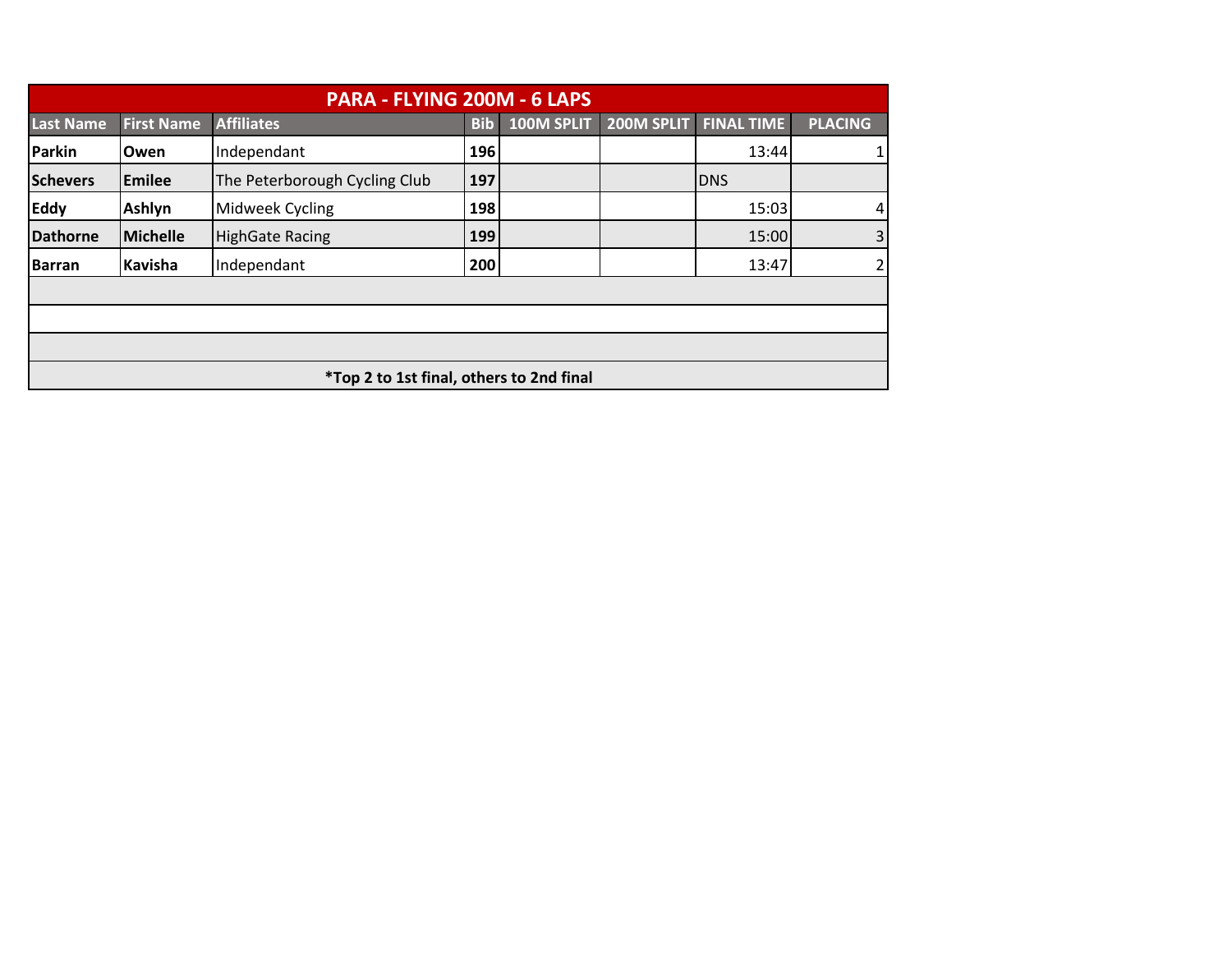| PARA - FLYING 200M - 6 LAPS | | | | | | | |
|---|---|---|---|---|---|---|---|
| **Last Name** | **First Name** | **Affiliates** | **Bib** | **100M SPLIT** | **200M SPLIT** | **FINAL TIME** | **PLACING** |
| **Parkin** | **Owen** | Independant | **196** | | | 13:44 | 1 |
| **Schevers** | **Emilee** | The Peterborough Cycling Club | **197** | | | DNS | |
| **Eddy** | **Ashlyn** | Midweek Cycling | **198** | | | 15:03 | 4 |
| **Dathorne** | **Michelle** | HighGate Racing | **199** | | | 15:00 | 3 |
| **Barran** | **Kavisha** | Independant | **200** | | | 13:47 | 2 |
| | | | | | | | |
| | | | | | | | |
| | | | | | | | |
| **\*Top 2 to 1st final, others to 2nd final** | | | | | | | |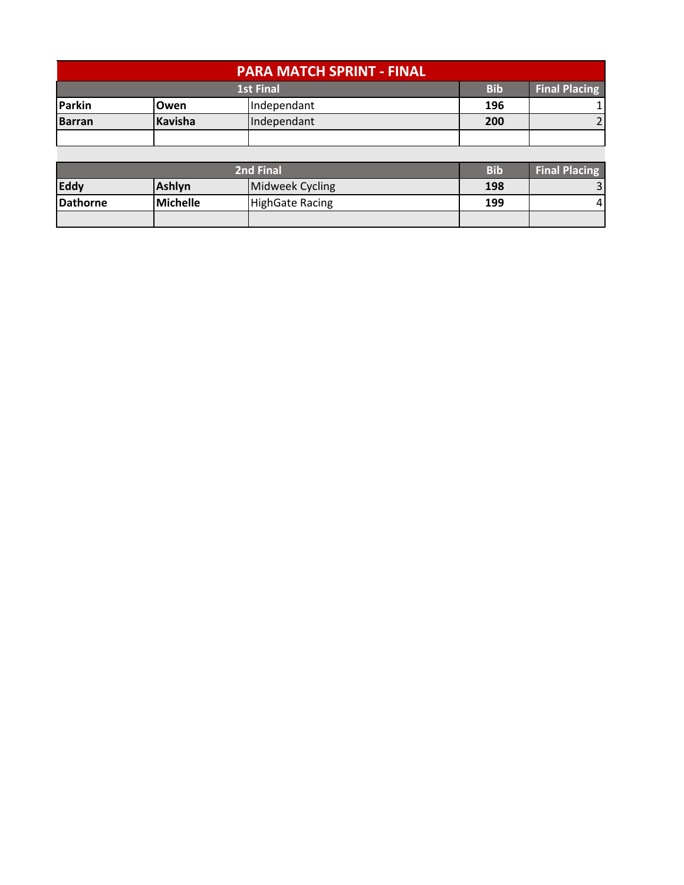# PARA MATCH SPRINT - FINAL

| 1st Final | | | Bib | Final Placing |
|---|---|---|---|---|
| **Parkin** | **Owen** | Independant | **196** | 1 |
| **Barran** | **Kavisha** | Independant | **200** | 2 |
| | | | | |

| 2nd Final | | | Bib | Final Placing |
|---|---|---|---|---|
| **Eddy** | **Ashlyn** | Midweek Cycling | **198** | 3 |
| **Dathorne** | **Michelle** | HighGate Racing | **199** | 4 |
| | | | | |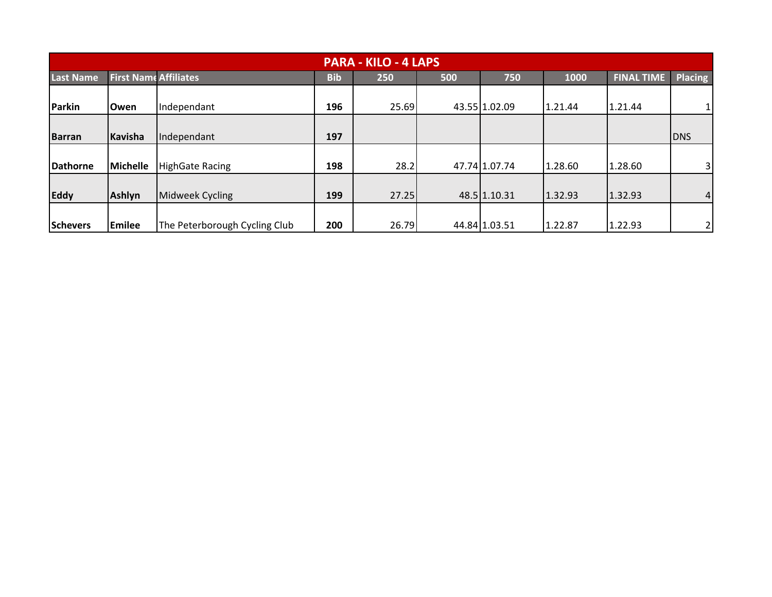| PARA - KILO - 4 LAPS | | | | | | | | | |
|---|---|---|---|---|---|---|---|---|---|
| Last Name | First Name | Affiliates | Bib | 250 | 500 | 750 | 1000 | FINAL TIME | Placing |
| **Parkin** | **Owen** | Independant | **196** | 25.69 | 43.55 | 1.02.09 | 1.21.44 | 1.21.44 | 1 |
| **Barran** | **Kavisha** | Independant | **197** | | | | | | DNS |
| **Dathorne** | **Michelle** | HighGate Racing | **198** | 28.2 | 47.74 | 1.07.74 | 1.28.60 | 1.28.60 | 3 |
| **Eddy** | **Ashlyn** | Midweek Cycling | **199** | 27.25 | 48.5 | 1.10.31 | 1.32.93 | 1.32.93 | 4 |
| **Schevers** | **Emilee** | The Peterborough Cycling Club | **200** | 26.79 | 44.84 | 1.03.51 | 1.22.87 | 1.22.93 | 2 |